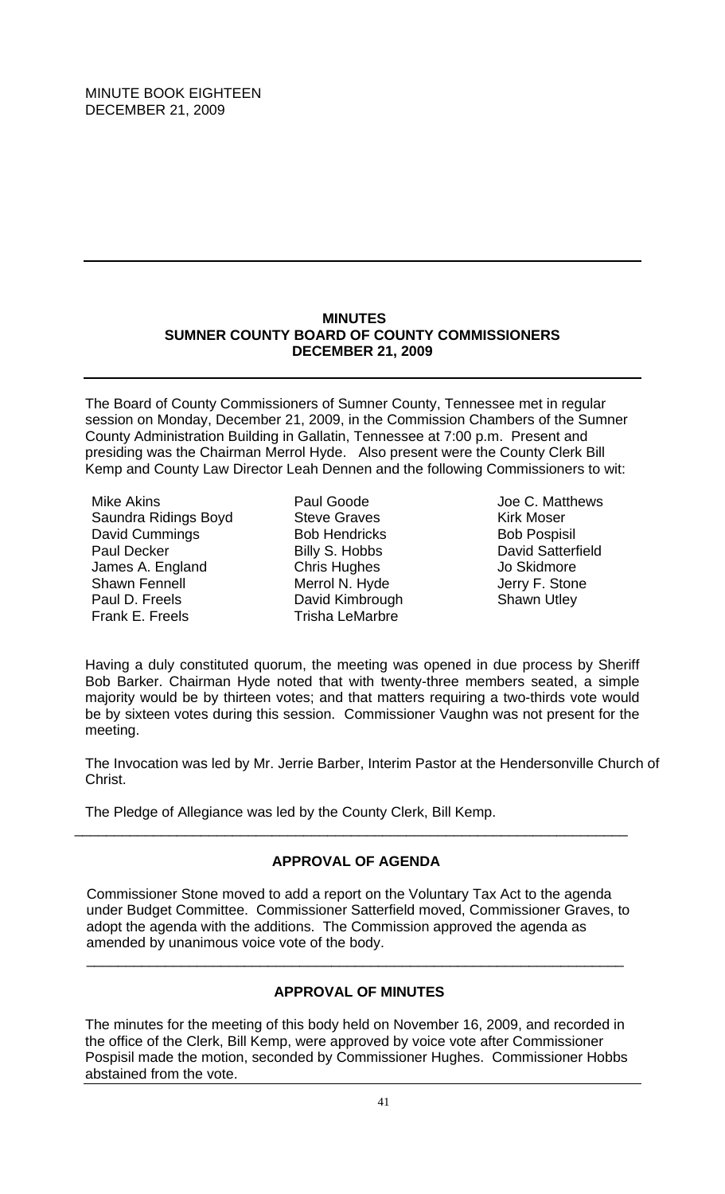MINUTE BOOK EIGHTEEN
DECEMBER 21, 2009

---

**MINUTES**
**SUMNER COUNTY BOARD OF COUNTY COMMISSIONERS**
**DECEMBER 21, 2009**

---

The Board of County Commissioners of Sumner County, Tennessee met in regular session on Monday, December 21, 2009, in the Commission Chambers of the Sumner County Administration Building in Gallatin, Tennessee at 7:00 p.m. Present and presiding was the Chairman Merrol Hyde. Also present were the County Clerk Bill Kemp and County Law Director Leah Dennen and the following Commissioners to wit:

Mike Akins
Saundra Ridings Boyd
David Cummings
Paul Decker
James A. England
Shawn Fennell
Paul D. Freels
Frank E. Freels
Paul Goode
Steve Graves
Bob Hendricks
Billy S. Hobbs
Chris Hughes
Merrol N. Hyde
David Kimbrough
Trisha LeMarbre
Joe C. Matthews
Kirk Moser
Bob Pospisil
David Satterfield
Jo Skidmore
Jerry F. Stone
Shawn Utley

Having a duly constituted quorum, the meeting was opened in due process by Sheriff Bob Barker. Chairman Hyde noted that with twenty-three members seated, a simple majority would be by thirteen votes; and that matters requiring a two-thirds vote would be by sixteen votes during this session. Commissioner Vaughn was not present for the meeting.

The Invocation was led by Mr. Jerrie Barber, Interim Pastor at the Hendersonville Church of Christ.

The Pledge of Allegiance was led by the County Clerk, Bill Kemp.

---

**APPROVAL OF AGENDA**

Commissioner Stone moved to add a report on the Voluntary Tax Act to the agenda under Budget Committee. Commissioner Satterfield moved, Commissioner Graves, to adopt the agenda with the additions. The Commission approved the agenda as amended by unanimous voice vote of the body.

---

**APPROVAL OF MINUTES**

The minutes for the meeting of this body held on November 16, 2009, and recorded in the office of the Clerk, Bill Kemp, were approved by voice vote after Commissioner Pospisil made the motion, seconded by Commissioner Hughes. Commissioner Hobbs abstained from the vote.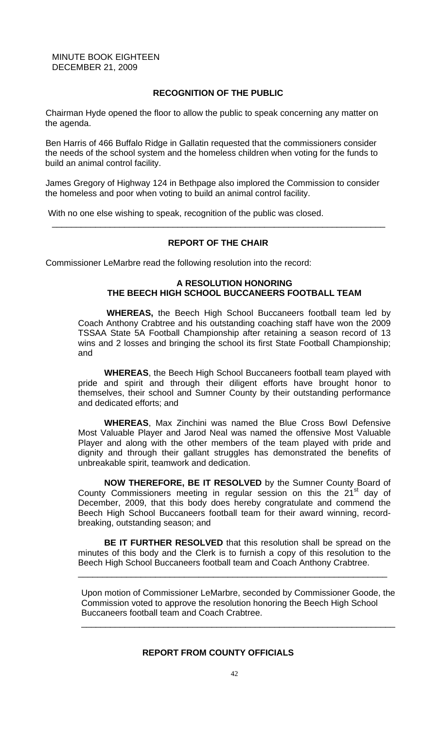MINUTE BOOK EIGHTEEN
DECEMBER 21, 2009

## RECOGNITION OF THE PUBLIC

Chairman Hyde opened the floor to allow the public to speak concerning any matter on the agenda.

Ben Harris of 466 Buffalo Ridge in Gallatin requested that the commissioners consider the needs of the school system and the homeless children when voting for the funds to build an animal control facility.

James Gregory of Highway 124 in Bethpage also implored the Commission to consider the homeless and poor when voting to build an animal control facility.

With no one else wishing to speak, recognition of the public was closed.

---

## REPORT OF THE CHAIR

Commissioner LeMarbre read the following resolution into the record:

### A RESOLUTION HONORING THE BEECH HIGH SCHOOL BUCCANEERS FOOTBALL TEAM

**WHEREAS,** the Beech High School Buccaneers football team led by Coach Anthony Crabtree and his outstanding coaching staff have won the 2009 TSSAA State 5A Football Championship after retaining a season record of 13 wins and 2 losses and bringing the school its first State Football Championship; and

**WHEREAS**, the Beech High School Buccaneers football team played with pride and spirit and through their diligent efforts have brought honor to themselves, their school and Sumner County by their outstanding performance and dedicated efforts; and

**WHEREAS**, Max Zinchini was named the Blue Cross Bowl Defensive Most Valuable Player and Jarod Neal was named the offensive Most Valuable Player and along with the other members of the team played with pride and dignity and through their gallant struggles has demonstrated the benefits of unbreakable spirit, teamwork and dedication.

**NOW THEREFORE, BE IT RESOLVED** by the Sumner County Board of County Commissioners meeting in regular session on this the 21st day of December, 2009, that this body does hereby congratulate and commend the Beech High School Buccaneers football team for their award winning, record-breaking, outstanding season; and

**BE IT FURTHER RESOLVED** that this resolution shall be spread on the minutes of this body and the Clerk is to furnish a copy of this resolution to the Beech High School Buccaneers football team and Coach Anthony Crabtree.

---

Upon motion of Commissioner LeMarbre, seconded by Commissioner Goode, the Commission voted to approve the resolution honoring the Beech High School Buccaneers football team and Coach Crabtree.

---

## REPORT FROM COUNTY OFFICIALS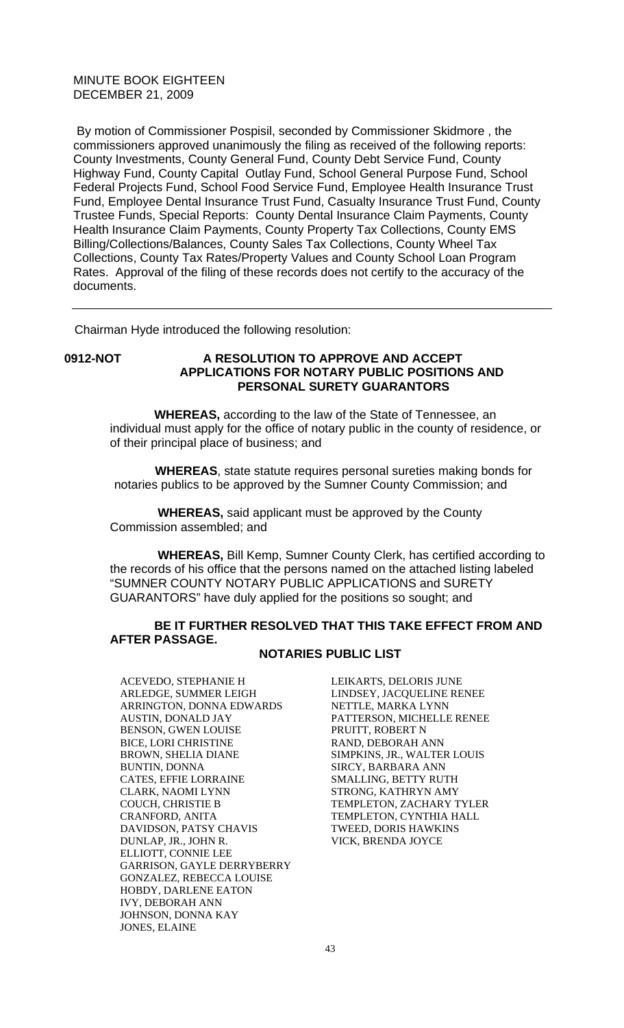MINUTE BOOK EIGHTEEN
DECEMBER 21, 2009

By motion of Commissioner Pospisil, seconded by Commissioner Skidmore , the commissioners approved unanimously the filing as received of the following reports: County Investments, County General Fund, County Debt Service Fund, County Highway Fund, County Capital Outlay Fund, School General Purpose Fund, School Federal Projects Fund, School Food Service Fund, Employee Health Insurance Trust Fund, Employee Dental Insurance Trust Fund, Casualty Insurance Trust Fund, County Trustee Funds, Special Reports: County Dental Insurance Claim Payments, County Health Insurance Claim Payments, County Property Tax Collections, County EMS Billing/Collections/Balances, County Sales Tax Collections, County Wheel Tax Collections, County Tax Rates/Property Values and County School Loan Program Rates. Approval of the filing of these records does not certify to the accuracy of the documents.

---

Chairman Hyde introduced the following resolution:

**0912-NOT** **A RESOLUTION TO APPROVE AND ACCEPT APPLICATIONS FOR NOTARY PUBLIC POSITIONS AND PERSONAL SURETY GUARANTORS**

**WHEREAS,** according to the law of the State of Tennessee, an individual must apply for the office of notary public in the county of residence, or of their principal place of business; and

**WHEREAS**, state statute requires personal sureties making bonds for notaries publics to be approved by the Sumner County Commission; and

**WHEREAS,** said applicant must be approved by the County Commission assembled; and

**WHEREAS,** Bill Kemp, Sumner County Clerk, has certified according to the records of his office that the persons named on the attached listing labeled "SUMNER COUNTY NOTARY PUBLIC APPLICATIONS and SURETY GUARANTORS" have duly applied for the positions so sought; and

**BE IT FURTHER RESOLVED THAT THIS TAKE EFFECT FROM AND AFTER PASSAGE.**

**NOTARIES PUBLIC LIST**

ACEVEDO, STEPHANIE H
ARLEDGE, SUMMER LEIGH
ARRINGTON, DONNA EDWARDS
AUSTIN, DONALD JAY
BENSON, GWEN LOUISE
BICE, LORI CHRISTINE
BROWN, SHELIA DIANE
BUNTIN, DONNA
CATES, EFFIE LORRAINE
CLARK, NAOMI LYNN
COUCH, CHRISTIE B
CRANFORD, ANITA
DAVIDSON, PATSY CHAVIS
DUNLAP, JR., JOHN R.
ELLIOTT, CONNIE LEE
GARRISON, GAYLE DERRYBERRY
GONZALEZ, REBECCA LOUISE
HOBDY, DARLENE EATON
IVY, DEBORAH ANN
JOHNSON, DONNA KAY
JONES, ELAINE
LEIKARTS, DELORIS JUNE
LINDSEY, JACQUELINE RENEE
NETTLE, MARKA LYNN
PATTERSON, MICHELLE RENEE
PRUITT, ROBERT N
RAND, DEBORAH ANN
SIMPKINS, JR., WALTER LOUIS
SIRCY, BARBARA ANN
SMALLING, BETTY RUTH
STRONG, KATHRYN AMY
TEMPLETON, ZACHARY TYLER
TEMPLETON, CYNTHIA HALL
TWEED, DORIS HAWKINS
VICK, BRENDA JOYCE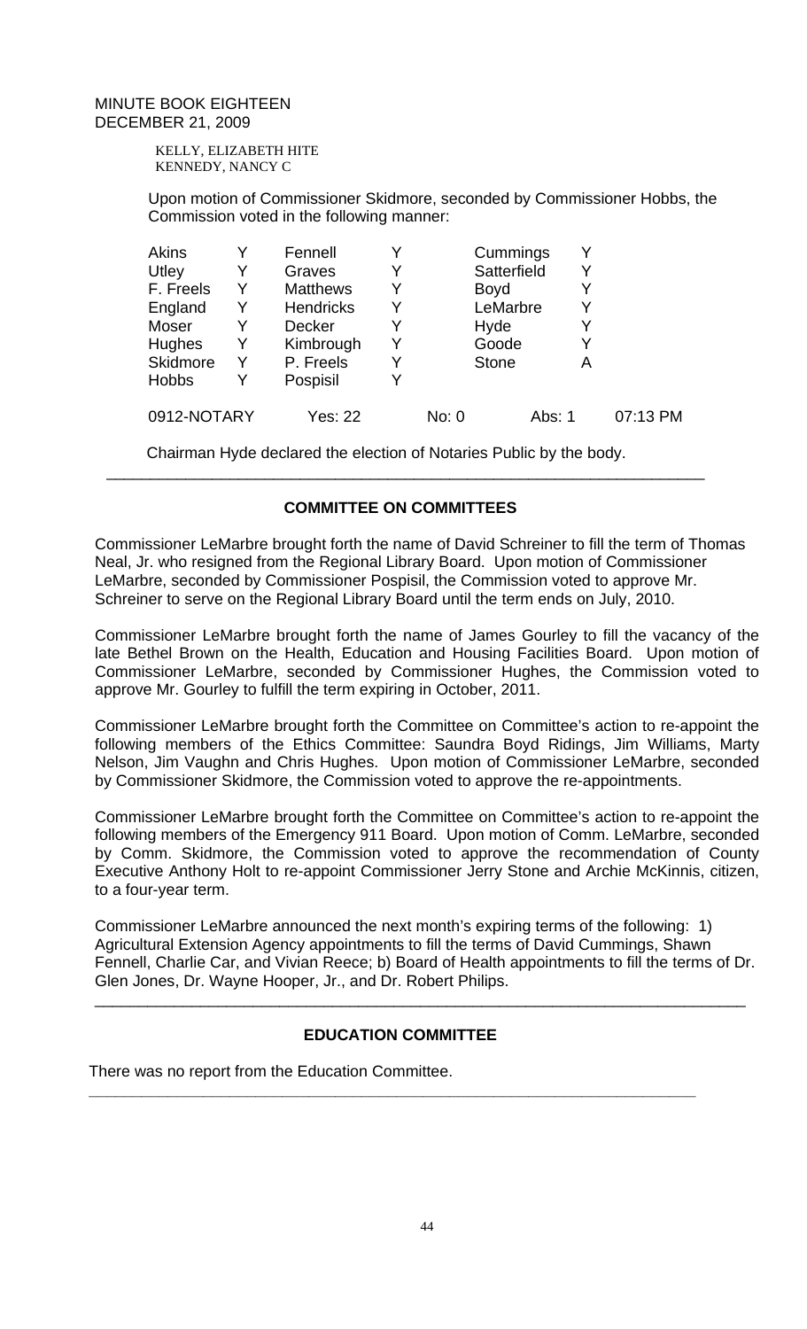MINUTE BOOK EIGHTEEN
DECEMBER 21, 2009

KELLY, ELIZABETH HITE
KENNEDY, NANCY C

Upon motion of Commissioner Skidmore, seconded by Commissioner Hobbs, the Commission voted in the following manner:

| | | | | | | |
|---|---|---|---|---|---|---|
| Akins | Y | Fennell | Y | Cummings | Y | |
| Utley | Y | Graves | Y | Satterfield | Y | |
| F. Freels | Y | Matthews | Y | Boyd | Y | |
| England | Y | Hendricks | Y | LeMarbre | Y | |
| Moser | Y | Decker | Y | Hyde | Y | |
| Hughes | Y | Kimbrough | Y | Goode | Y | |
| Skidmore | Y | P. Freels | Y | Stone | A | |
| Hobbs | Y | Pospisil | Y | | | |
| 0912-NOTARY | | Yes: 22 | | No: 0 | Abs: 1 | 07:13 PM |

Chairman Hyde declared the election of Notaries Public by the body.

---

## COMMITTEE ON COMMITTEES

Commissioner LeMarbre brought forth the name of David Schreiner to fill the term of Thomas Neal, Jr. who resigned from the Regional Library Board. Upon motion of Commissioner LeMarbre, seconded by Commissioner Pospisil, the Commission voted to approve Mr. Schreiner to serve on the Regional Library Board until the term ends on July, 2010.

Commissioner LeMarbre brought forth the name of James Gourley to fill the vacancy of the late Bethel Brown on the Health, Education and Housing Facilities Board. Upon motion of Commissioner LeMarbre, seconded by Commissioner Hughes, the Commission voted to approve Mr. Gourley to fulfill the term expiring in October, 2011.

Commissioner LeMarbre brought forth the Committee on Committee's action to re-appoint the following members of the Ethics Committee: Saundra Boyd Ridings, Jim Williams, Marty Nelson, Jim Vaughn and Chris Hughes. Upon motion of Commissioner LeMarbre, seconded by Commissioner Skidmore, the Commission voted to approve the re-appointments.

Commissioner LeMarbre brought forth the Committee on Committee's action to re-appoint the following members of the Emergency 911 Board. Upon motion of Comm. LeMarbre, seconded by Comm. Skidmore, the Commission voted to approve the recommendation of County Executive Anthony Holt to re-appoint Commissioner Jerry Stone and Archie McKinnis, citizen, to a four-year term.

Commissioner LeMarbre announced the next month's expiring terms of the following: 1) Agricultural Extension Agency appointments to fill the terms of David Cummings, Shawn Fennell, Charlie Car, and Vivian Reece; b) Board of Health appointments to fill the terms of Dr. Glen Jones, Dr. Wayne Hooper, Jr., and Dr. Robert Philips.

---

## EDUCATION COMMITTEE

There was no report from the Education Committee.

---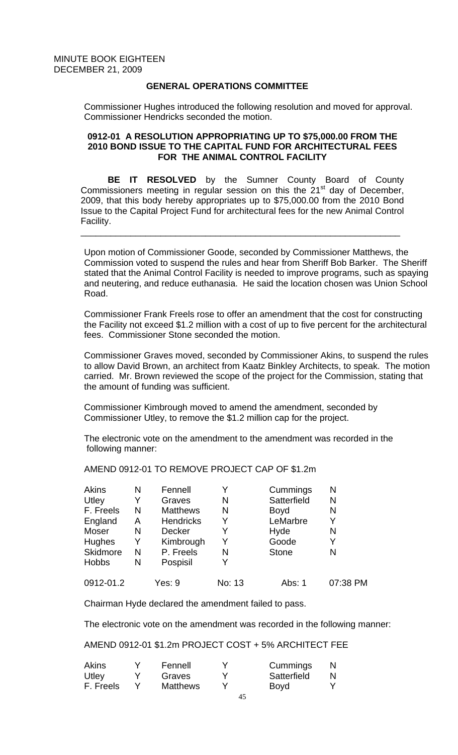MINUTE BOOK EIGHTEEN
DECEMBER 21, 2009

## GENERAL OPERATIONS COMMITTEE

Commissioner Hughes introduced the following resolution and moved for approval. Commissioner Hendricks seconded the motion.

### 0912-01 A RESOLUTION APPROPRIATING UP TO $75,000.00 FROM THE 2010 BOND ISSUE TO THE CAPITAL FUND FOR ARCHITECTURAL FEES FOR THE ANIMAL CONTROL FACILITY

**BE IT RESOLVED** by the Sumner County Board of County Commissioners meeting in regular session on this the 21st day of December, 2009, that this body hereby appropriates up to $75,000.00 from the 2010 Bond Issue to the Capital Project Fund for architectural fees for the new Animal Control Facility.

---

Upon motion of Commissioner Goode, seconded by Commissioner Matthews, the Commission voted to suspend the rules and hear from Sheriff Bob Barker. The Sheriff stated that the Animal Control Facility is needed to improve programs, such as spaying and neutering, and reduce euthanasia. He said the location chosen was Union School Road.

Commissioner Frank Freels rose to offer an amendment that the cost for constructing the Facility not exceed $1.2 million with a cost of up to five percent for the architectural fees. Commissioner Stone seconded the motion.

Commissioner Graves moved, seconded by Commissioner Akins, to suspend the rules to allow David Brown, an architect from Kaatz Binkley Architects, to speak. The motion carried. Mr. Brown reviewed the scope of the project for the Commission, stating that the amount of funding was sufficient.

Commissioner Kimbrough moved to amend the amendment, seconded by Commissioner Utley, to remove the $1.2 million cap for the project.

The electronic vote on the amendment to the amendment was recorded in the following manner:

AMEND 0912-01 TO REMOVE PROJECT CAP OF $1.2m

| | | | | | |
|---|---|---|---|---|---|
| Akins | N | Fennell | Y | Cummings | N |
| Utley | Y | Graves | N | Satterfield | N |
| F. Freels | N | Matthews | N | Boyd | N |
| England | A | Hendricks | Y | LeMarbre | Y |
| Moser | N | Decker | Y | Hyde | N |
| Hughes | Y | Kimbrough | Y | Goode | Y |
| Skidmore | N | P. Freels | N | Stone | N |
| Hobbs | N | Pospisil | Y | | |

| | | | | |
|---|---|---|---|---|
| 0912-01.2 | Yes: 9 | No: 13 | Abs: 1 | 07:38 PM |

Chairman Hyde declared the amendment failed to pass.

The electronic vote on the amendment was recorded in the following manner:

AMEND 0912-01 $1.2m PROJECT COST + 5% ARCHITECT FEE

| | | | | | |
|---|---|---|---|---|---|
| Akins | Y | Fennell | Y | Cummings | N |
| Utley | Y | Graves | Y | Satterfield | N |
| F. Freels | Y | Matthews | Y | Boyd | Y |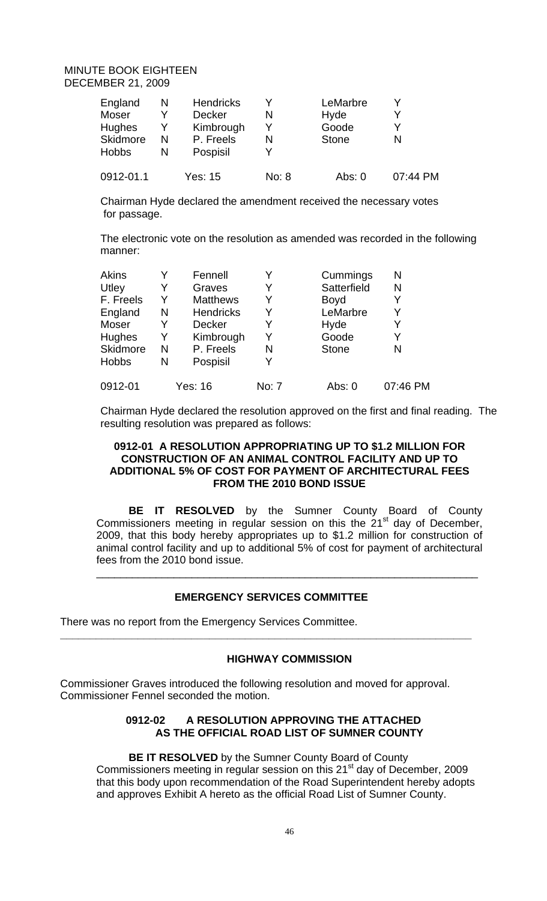MINUTE BOOK EIGHTEEN
DECEMBER 21, 2009

| | | | | | |
|---|---|---|---|---|---|
| England | N | Hendricks | Y | LeMarbre | Y |
| Moser | Y | Decker | N | Hyde | Y |
| Hughes | Y | Kimbrough | Y | Goode | Y |
| Skidmore | N | P. Freels | N | Stone | N |
| Hobbs | N | Pospisil | Y | | |
| 0912-01.1 | | Yes: 15 | No: 8 | Abs: 0 | 07:44 PM |

Chairman Hyde declared the amendment received the necessary votes for passage.

The electronic vote on the resolution as amended was recorded in the following manner:

| | | | | | |
|---|---|---|---|---|---|
| Akins | Y | Fennell | Y | Cummings | N |
| Utley | Y | Graves | Y | Satterfield | N |
| F. Freels | Y | Matthews | Y | Boyd | Y |
| England | N | Hendricks | Y | LeMarbre | Y |
| Moser | Y | Decker | Y | Hyde | Y |
| Hughes | Y | Kimbrough | Y | Goode | Y |
| Skidmore | N | P. Freels | N | Stone | N |
| Hobbs | N | Pospisil | Y | | |
| 0912-01 | | Yes: 16 | No: 7 | Abs: 0 | 07:46 PM |

Chairman Hyde declared the resolution approved on the first and final reading. The resulting resolution was prepared as follows:

**0912-01 A RESOLUTION APPROPRIATING UP TO $1.2 MILLION FOR CONSTRUCTION OF AN ANIMAL CONTROL FACILITY AND UP TO ADDITIONAL 5% OF COST FOR PAYMENT OF ARCHITECTURAL FEES FROM THE 2010 BOND ISSUE**

**BE IT RESOLVED** by the Sumner County Board of County Commissioners meeting in regular session on this the 21st day of December, 2009, that this body hereby appropriates up to $1.2 million for construction of animal control facility and up to additional 5% of cost for payment of architectural fees from the 2010 bond issue.

---

## EMERGENCY SERVICES COMMITTEE

There was no report from the Emergency Services Committee.

---

## HIGHWAY COMMISSION

Commissioner Graves introduced the following resolution and moved for approval. Commissioner Fennel seconded the motion.

**0912-02 A RESOLUTION APPROVING THE ATTACHED AS THE OFFICIAL ROAD LIST OF SUMNER COUNTY**

**BE IT RESOLVED** by the Sumner County Board of County Commissioners meeting in regular session on this 21st day of December, 2009 that this body upon recommendation of the Road Superintendent hereby adopts and approves Exhibit A hereto as the official Road List of Sumner County.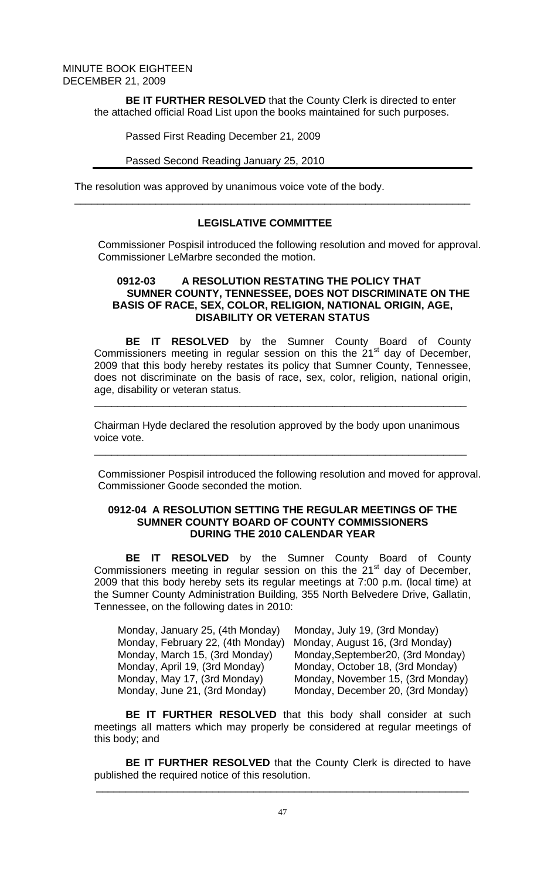MINUTE BOOK EIGHTEEN
DECEMBER 21, 2009

**BE IT FURTHER RESOLVED** that the County Clerk is directed to enter the attached official Road List upon the books maintained for such purposes.

Passed First Reading December 21, 2009

Passed Second Reading January 25, 2010

The resolution was approved by unanimous voice vote of the body.

---

**LEGISLATIVE COMMITTEE**

Commissioner Pospisil introduced the following resolution and moved for approval. Commissioner LeMarbre seconded the motion.

**0912-03 A RESOLUTION RESTATING THE POLICY THAT SUMNER COUNTY, TENNESSEE, DOES NOT DISCRIMINATE ON THE BASIS OF RACE, SEX, COLOR, RELIGION, NATIONAL ORIGIN, AGE, DISABILITY OR VETERAN STATUS**

**BE IT RESOLVED** by the Sumner County Board of County Commissioners meeting in regular session on this the 21st day of December, 2009 that this body hereby restates its policy that Sumner County, Tennessee, does not discriminate on the basis of race, sex, color, religion, national origin, age, disability or veteran status.

---

Chairman Hyde declared the resolution approved by the body upon unanimous voice vote.

---

Commissioner Pospisil introduced the following resolution and moved for approval. Commissioner Goode seconded the motion.

**0912-04 A RESOLUTION SETTING THE REGULAR MEETINGS OF THE SUMNER COUNTY BOARD OF COUNTY COMMISSIONERS DURING THE 2010 CALENDAR YEAR**

**BE IT RESOLVED** by the Sumner County Board of County Commissioners meeting in regular session on this the 21st day of December, 2009 that this body hereby sets its regular meetings at 7:00 p.m. (local time) at the Sumner County Administration Building, 355 North Belvedere Drive, Gallatin, Tennessee, on the following dates in 2010:

Monday, January 25, (4th Monday)
Monday, February 22, (4th Monday)
Monday, March 15, (3rd Monday)
Monday, April 19, (3rd Monday)
Monday, May 17, (3rd Monday)
Monday, June 21, (3rd Monday)
Monday, July 19, (3rd Monday)
Monday, August 16, (3rd Monday)
Monday,September20, (3rd Monday)
Monday, October 18, (3rd Monday)
Monday, November 15, (3rd Monday)
Monday, December 20, (3rd Monday)

**BE IT FURTHER RESOLVED** that this body shall consider at such meetings all matters which may properly be considered at regular meetings of this body; and

**BE IT FURTHER RESOLVED** that the County Clerk is directed to have published the required notice of this resolution.

---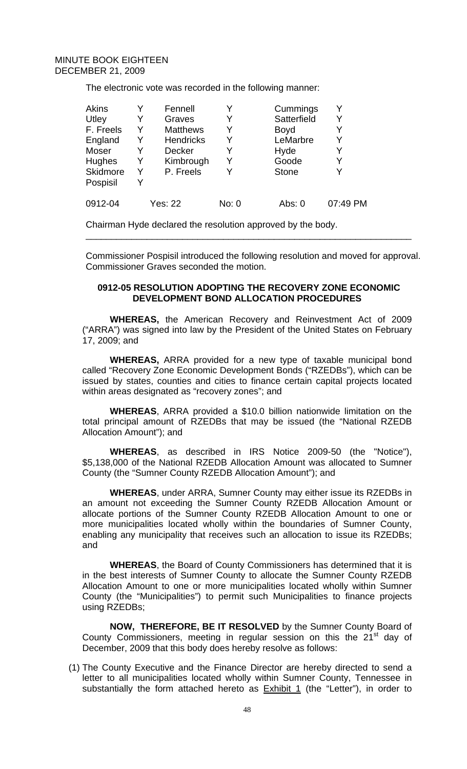The electronic vote was recorded in the following manner:

| | | | | | |
|---|---|---|---|---|---|
| Akins | Y | Fennell | Y | Cummings | Y |
| Utley | Y | Graves | Y | Satterfield | Y |
| F. Freels | Y | Matthews | Y | Boyd | Y |
| England | Y | Hendricks | Y | LeMarbre | Y |
| Moser | Y | Decker | Y | Hyde | Y |
| Hughes | Y | Kimbrough | Y | Goode | Y |
| Skidmore | Y | P. Freels | Y | Stone | Y |
| Pospisil | Y | | | | |
| 0912-04 | | Yes: 22 | No: 0 | Abs: 0 | 07:49 PM |

Chairman Hyde declared the resolution approved by the body.

---

Commissioner Pospisil introduced the following resolution and moved for approval. Commissioner Graves seconded the motion.

**0912-05 RESOLUTION ADOPTING THE RECOVERY ZONE ECONOMIC DEVELOPMENT BOND ALLOCATION PROCEDURES**

**WHEREAS,** the American Recovery and Reinvestment Act of 2009 ("ARRA") was signed into law by the President of the United States on February 17, 2009; and

**WHEREAS,** ARRA provided for a new type of taxable municipal bond called "Recovery Zone Economic Development Bonds ("RZEDBs"), which can be issued by states, counties and cities to finance certain capital projects located within areas designated as "recovery zones"; and

**WHEREAS**, ARRA provided a $10.0 billion nationwide limitation on the total principal amount of RZEDBs that may be issued (the "National RZEDB Allocation Amount"); and

**WHEREAS**, as described in IRS Notice 2009-50 (the "Notice"), $5,138,000 of the National RZEDB Allocation Amount was allocated to Sumner County (the "Sumner County RZEDB Allocation Amount"); and

**WHEREAS**, under ARRA, Sumner County may either issue its RZEDBs in an amount not exceeding the Sumner County RZEDB Allocation Amount or allocate portions of the Sumner County RZEDB Allocation Amount to one or more municipalities located wholly within the boundaries of Sumner County, enabling any municipality that receives such an allocation to issue its RZEDBs; and

**WHEREAS**, the Board of County Commissioners has determined that it is in the best interests of Sumner County to allocate the Sumner County RZEDB Allocation Amount to one or more municipalities located wholly within Sumner County (the "Municipalities") to permit such Municipalities to finance projects using RZEDBs;

**NOW, THEREFORE, BE IT RESOLVED** by the Sumner County Board of County Commissioners, meeting in regular session on this the 21st day of December, 2009 that this body does hereby resolve as follows:

(1) The County Executive and the Finance Director are hereby directed to send a letter to all municipalities located wholly within Sumner County, Tennessee in substantially the form attached hereto as Exhibit 1 (the "Letter"), in order to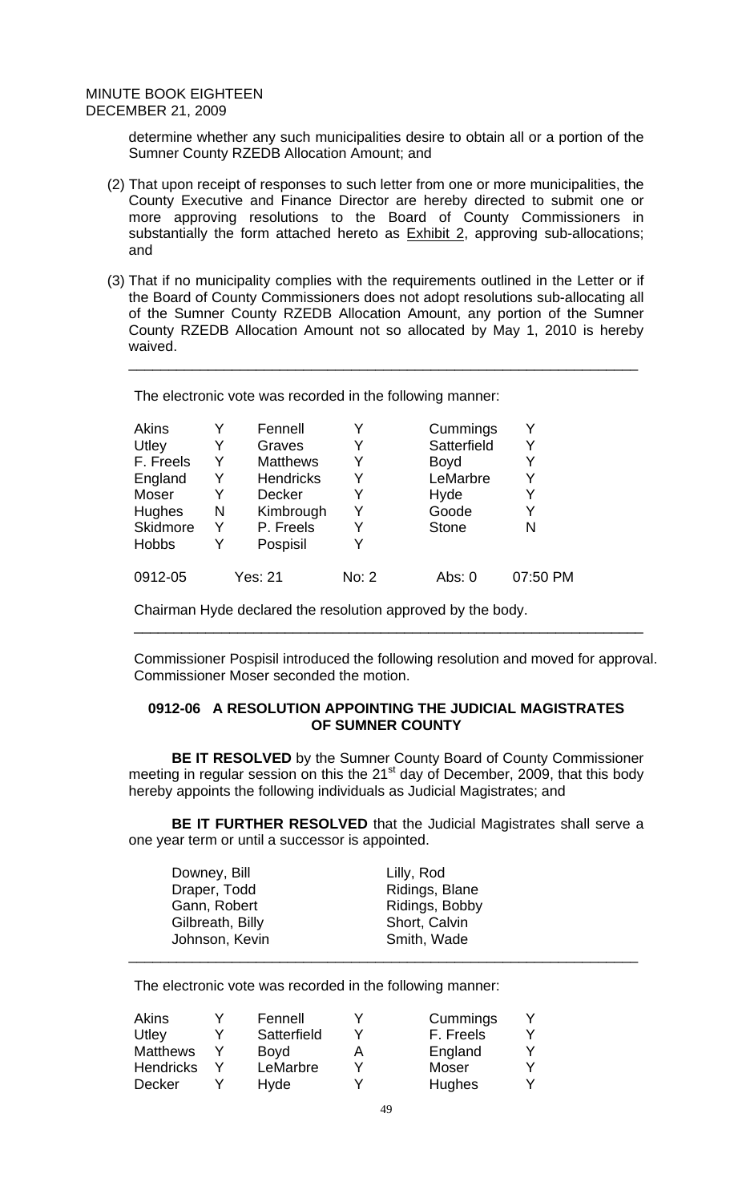determine whether any such municipalities desire to obtain all or a portion of the Sumner County RZEDB Allocation Amount; and

(2) That upon receipt of responses to such letter from one or more municipalities, the County Executive and Finance Director are hereby directed to submit one or more approving resolutions to the Board of County Commissioners in substantially the form attached hereto as Exhibit 2, approving sub-allocations; and

(3) That if no municipality complies with the requirements outlined in the Letter or if the Board of County Commissioners does not adopt resolutions sub-allocating all of the Sumner County RZEDB Allocation Amount, any portion of the Sumner County RZEDB Allocation Amount not so allocated by May 1, 2010 is hereby waived.

---

The electronic vote was recorded in the following manner:

| | | | | | |
|---|---|---|---|---|---|
| Akins | Y | Fennell | Y | Cummings | Y |
| Utley | Y | Graves | Y | Satterfield | Y |
| F. Freels | Y | Matthews | Y | Boyd | Y |
| England | Y | Hendricks | Y | LeMarbre | Y |
| Moser | Y | Decker | Y | Hyde | Y |
| Hughes | N | Kimbrough | Y | Goode | Y |
| Skidmore | Y | P. Freels | Y | Stone | N |
| Hobbs | Y | Pospisil | Y | | |

0912-05 Yes: 21 No: 2 Abs: 0 07:50 PM

Chairman Hyde declared the resolution approved by the body.

---

Commissioner Pospisil introduced the following resolution and moved for approval. Commissioner Moser seconded the motion.

**0912-06 A RESOLUTION APPOINTING THE JUDICIAL MAGISTRATES OF SUMNER COUNTY**

**BE IT RESOLVED** by the Sumner County Board of County Commissioner meeting in regular session on this the 21st day of December, 2009, that this body hereby appoints the following individuals as Judicial Magistrates; and

**BE IT FURTHER RESOLVED** that the Judicial Magistrates shall serve a one year term or until a successor is appointed.

| | |
|---|---|
| Downey, Bill | Lilly, Rod |
| Draper, Todd | Ridings, Blane |
| Gann, Robert | Ridings, Bobby |
| Gilbreath, Billy | Short, Calvin |
| Johnson, Kevin | Smith, Wade |

---

The electronic vote was recorded in the following manner:

| | | | | | |
|---|---|---|---|---|---|
| Akins | Y | Fennell | Y | Cummings | Y |
| Utley | Y | Satterfield | Y | F. Freels | Y |
| Matthews | Y | Boyd | A | England | Y |
| Hendricks | Y | LeMarbre | Y | Moser | Y |
| Decker | Y | Hyde | Y | Hughes | Y |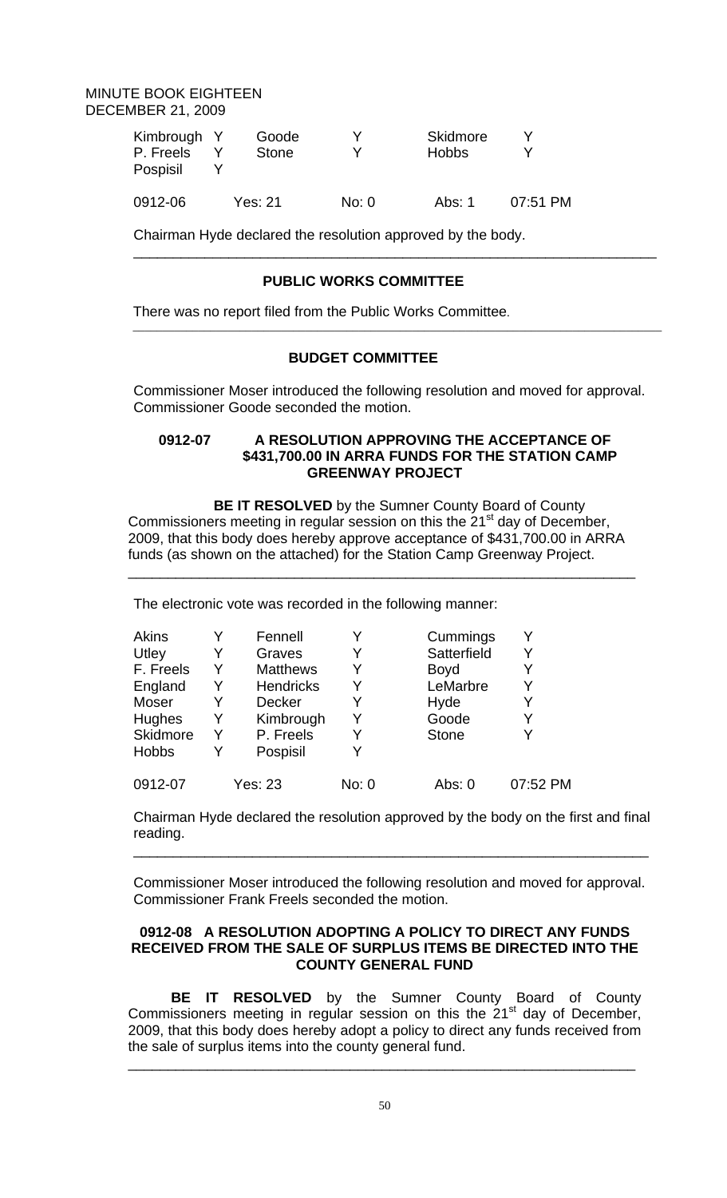Kimbrough Y Goode Y Skidmore Y
P. Freels Y Stone Y Hobbs Y
Pospisil Y

| | | | | |
|---|---|---|---|---|
| 0912-06 | Yes: 21 | No: 0 | Abs: 1 | 07:51 PM |

Chairman Hyde declared the resolution approved by the body.

---

## PUBLIC WORKS COMMITTEE

There was no report filed from the Public Works Committee.

---

## BUDGET COMMITTEE

Commissioner Moser introduced the following resolution and moved for approval. Commissioner Goode seconded the motion.

### 0912-07 A RESOLUTION APPROVING THE ACCEPTANCE OF $431,700.00 IN ARRA FUNDS FOR THE STATION CAMP GREENWAY PROJECT

**BE IT RESOLVED** by the Sumner County Board of County Commissioners meeting in regular session on this the 21st day of December, 2009, that this body does hereby approve acceptance of $431,700.00 in ARRA funds (as shown on the attached) for the Station Camp Greenway Project.

---

The electronic vote was recorded in the following manner:

| | | | | | |
|---|---|---|---|---|---|
| Akins | Y | Fennell | Y | Cummings | Y |
| Utley | Y | Graves | Y | Satterfield | Y |
| F. Freels | Y | Matthews | Y | Boyd | Y |
| England | Y | Hendricks | Y | LeMarbre | Y |
| Moser | Y | Decker | Y | Hyde | Y |
| Hughes | Y | Kimbrough | Y | Goode | Y |
| Skidmore | Y | P. Freels | Y | Stone | Y |
| Hobbs | Y | Pospisil | Y | | |

| | | | | |
|---|---|---|---|---|
| 0912-07 | Yes: 23 | No: 0 | Abs: 0 | 07:52 PM |

Chairman Hyde declared the resolution approved by the body on the first and final reading.

---

Commissioner Moser introduced the following resolution and moved for approval. Commissioner Frank Freels seconded the motion.

### 0912-08 A RESOLUTION ADOPTING A POLICY TO DIRECT ANY FUNDS RECEIVED FROM THE SALE OF SURPLUS ITEMS BE DIRECTED INTO THE COUNTY GENERAL FUND

**BE IT RESOLVED** by the Sumner County Board of County Commissioners meeting in regular session on this the 21st day of December, 2009, that this body does hereby adopt a policy to direct any funds received from the sale of surplus items into the county general fund.

---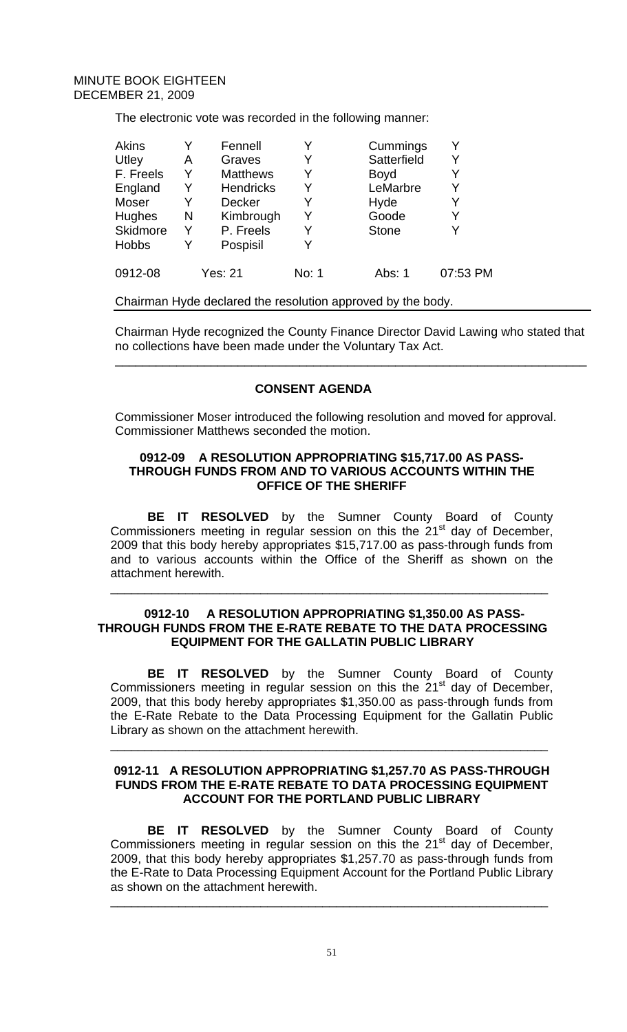MINUTE BOOK EIGHTEEN
DECEMBER 21, 2009

The electronic vote was recorded in the following manner:

| | | | | | |
|---|---|---|---|---|---|
| Akins | Y | Fennell | Y | Cummings | Y |
| Utley | A | Graves | Y | Satterfield | Y |
| F. Freels | Y | Matthews | Y | Boyd | Y |
| England | Y | Hendricks | Y | LeMarbre | Y |
| Moser | Y | Decker | Y | Hyde | Y |
| Hughes | N | Kimbrough | Y | Goode | Y |
| Skidmore | Y | P. Freels | Y | Stone | Y |
| Hobbs | Y | Pospisil | Y | | |
| 0912-08 | | Yes: 21 | No: 1 | Abs: 1 | 07:53 PM |

Chairman Hyde declared the resolution approved by the body.

Chairman Hyde recognized the County Finance Director David Lawing who stated that no collections have been made under the Voluntary Tax Act.

---

## CONSENT AGENDA

Commissioner Moser introduced the following resolution and moved for approval. Commissioner Matthews seconded the motion.

### 0912-09 A RESOLUTION APPROPRIATING $15,717.00 AS PASS-THROUGH FUNDS FROM AND TO VARIOUS ACCOUNTS WITHIN THE OFFICE OF THE SHERIFF

**BE IT RESOLVED** by the Sumner County Board of County Commissioners meeting in regular session on this the 21st day of December, 2009 that this body hereby appropriates $15,717.00 as pass-through funds from and to various accounts within the Office of the Sheriff as shown on the attachment herewith.

---

### 0912-10 A RESOLUTION APPROPRIATING $1,350.00 AS PASS-THROUGH FUNDS FROM THE E-RATE REBATE TO THE DATA PROCESSING EQUIPMENT FOR THE GALLATIN PUBLIC LIBRARY

**BE IT RESOLVED** by the Sumner County Board of County Commissioners meeting in regular session on this the 21st day of December, 2009, that this body hereby appropriates $1,350.00 as pass-through funds from the E-Rate Rebate to the Data Processing Equipment for the Gallatin Public Library as shown on the attachment herewith.

---

### 0912-11 A RESOLUTION APPROPRIATING $1,257.70 AS PASS-THROUGH FUNDS FROM THE E-RATE REBATE TO DATA PROCESSING EQUIPMENT ACCOUNT FOR THE PORTLAND PUBLIC LIBRARY

**BE IT RESOLVED** by the Sumner County Board of County Commissioners meeting in regular session on this the 21st day of December, 2009, that this body hereby appropriates $1,257.70 as pass-through funds from the E-Rate to Data Processing Equipment Account for the Portland Public Library as shown on the attachment herewith.

---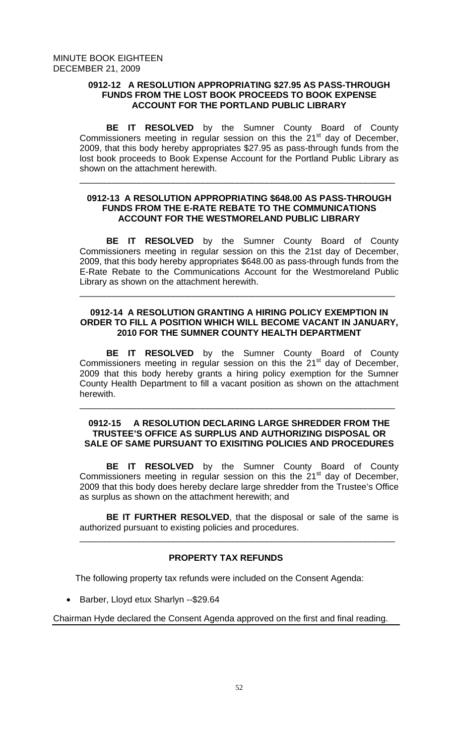MINUTE BOOK EIGHTEEN
DECEMBER 21, 2009

### 0912-12 A RESOLUTION APPROPRIATING $27.95 AS PASS-THROUGH FUNDS FROM THE LOST BOOK PROCEEDS TO BOOK EXPENSE ACCOUNT FOR THE PORTLAND PUBLIC LIBRARY

**BE IT RESOLVED** by the Sumner County Board of County Commissioners meeting in regular session on this the 21st day of December, 2009, that this body hereby appropriates $27.95 as pass-through funds from the lost book proceeds to Book Expense Account for the Portland Public Library as shown on the attachment herewith.

---

### 0912-13 A RESOLUTION APPROPRIATING $648.00 AS PASS-THROUGH FUNDS FROM THE E-RATE REBATE TO THE COMMUNICATIONS ACCOUNT FOR THE WESTMORELAND PUBLIC LIBRARY

**BE IT RESOLVED** by the Sumner County Board of County Commissioners meeting in regular session on this the 21st day of December, 2009, that this body hereby appropriates $648.00 as pass-through funds from the E-Rate Rebate to the Communications Account for the Westmoreland Public Library as shown on the attachment herewith.

---

### 0912-14 A RESOLUTION GRANTING A HIRING POLICY EXEMPTION IN ORDER TO FILL A POSITION WHICH WILL BECOME VACANT IN JANUARY, 2010 FOR THE SUMNER COUNTY HEALTH DEPARTMENT

**BE IT RESOLVED** by the Sumner County Board of County Commissioners meeting in regular session on this the 21st day of December, 2009 that this body hereby grants a hiring policy exemption for the Sumner County Health Department to fill a vacant position as shown on the attachment herewith.

---

### 0912-15 A RESOLUTION DECLARING LARGE SHREDDER FROM THE TRUSTEE'S OFFICE AS SURPLUS AND AUTHORIZING DISPOSAL OR SALE OF SAME PURSUANT TO EXISITING POLICIES AND PROCEDURES

**BE IT RESOLVED** by the Sumner County Board of County Commissioners meeting in regular session on this the 21st day of December, 2009 that this body does hereby declare large shredder from the Trustee's Office as surplus as shown on the attachment herewith; and

**BE IT FURTHER RESOLVED**, that the disposal or sale of the same is authorized pursuant to existing policies and procedures.

---

### PROPERTY TAX REFUNDS

The following property tax refunds were included on the Consent Agenda:

- Barber, Lloyd etux Sharlyn --$29.64

Chairman Hyde declared the Consent Agenda approved on the first and final reading.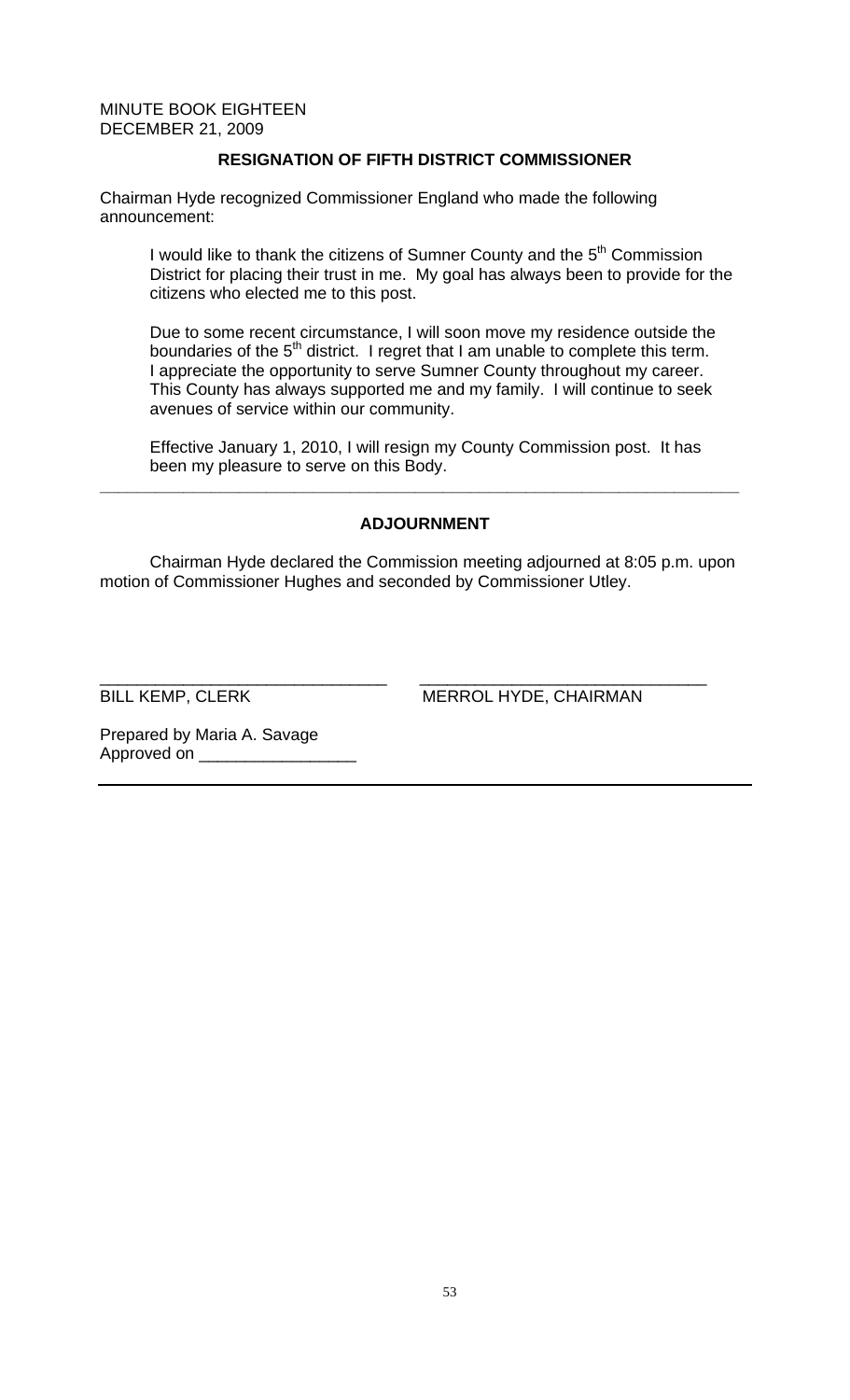MINUTE BOOK EIGHTEEN
DECEMBER 21, 2009

## RESIGNATION OF FIFTH DISTRICT COMMISSIONER

Chairman Hyde recognized Commissioner England who made the following announcement:

> I would like to thank the citizens of Sumner County and the 5th Commission District for placing their trust in me. My goal has always been to provide for the citizens who elected me to this post.
>
> Due to some recent circumstance, I will soon move my residence outside the boundaries of the 5th district. I regret that I am unable to complete this term. I appreciate the opportunity to serve Sumner County throughout my career. This County has always supported me and my family. I will continue to seek avenues of service within our community.
>
> Effective January 1, 2010, I will resign my County Commission post. It has been my pleasure to serve on this Body.

---

## ADJOURNMENT

Chairman Hyde declared the Commission meeting adjourned at 8:05 p.m. upon motion of Commissioner Hughes and seconded by Commissioner Utley.

_______________________________ _______________________________
BILL KEMP, CLERK MERROL HYDE, CHAIRMAN

Prepared by Maria A. Savage
Approved on _________________